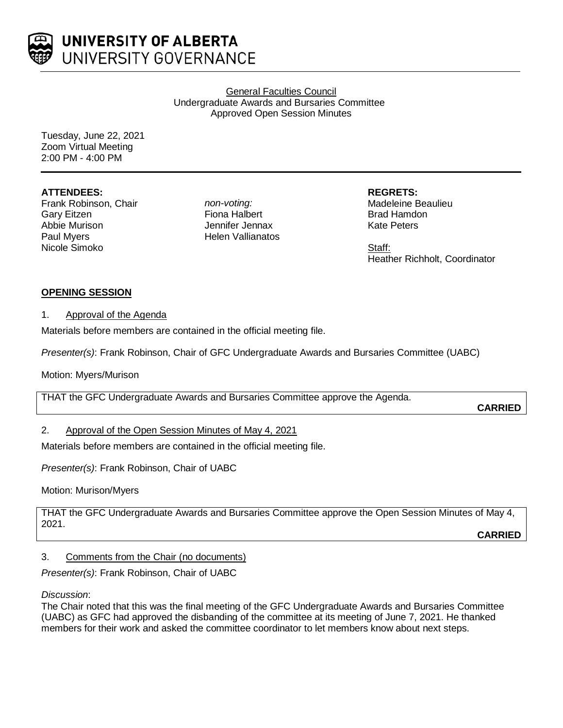UNIVERSITY OF ALBERTA
UNIVERSITY GOVERNANCE

General Faculties Council
Undergraduate Awards and Bursaries Committee
Approved Open Session Minutes

Tuesday, June 22, 2021
Zoom Virtual Meeting
2:00 PM - 4:00 PM

**ATTENDEES:**
Frank Robinson, Chair
Gary Eitzen
Abbie Murison
Paul Myers
Nicole Simoko

*non-voting:*
Fiona Halbert
Jennifer Jennax
Helen Vallianatos

**REGRETS:**
Madeleine Beaulieu
Brad Hamdon
Kate Peters

Staff:
Heather Richholt, Coordinator

## OPENING SESSION

1. Approval of the Agenda

Materials before members are contained in the official meeting file.

*Presenter(s)*: Frank Robinson, Chair of GFC Undergraduate Awards and Bursaries Committee (UABC)

Motion: Myers/Murison

THAT the GFC Undergraduate Awards and Bursaries Committee approve the Agenda.

**CARRIED**

2. Approval of the Open Session Minutes of May 4, 2021

Materials before members are contained in the official meeting file.

*Presenter(s)*: Frank Robinson, Chair of UABC

Motion: Murison/Myers

THAT the GFC Undergraduate Awards and Bursaries Committee approve the Open Session Minutes of May 4, 2021.

**CARRIED**

3. Comments from the Chair (no documents)

*Presenter(s)*: Frank Robinson, Chair of UABC

*Discussion*:
The Chair noted that this was the final meeting of the GFC Undergraduate Awards and Bursaries Committee (UABC) as GFC had approved the disbanding of the committee at its meeting of June 7, 2021. He thanked members for their work and asked the committee coordinator to let members know about next steps.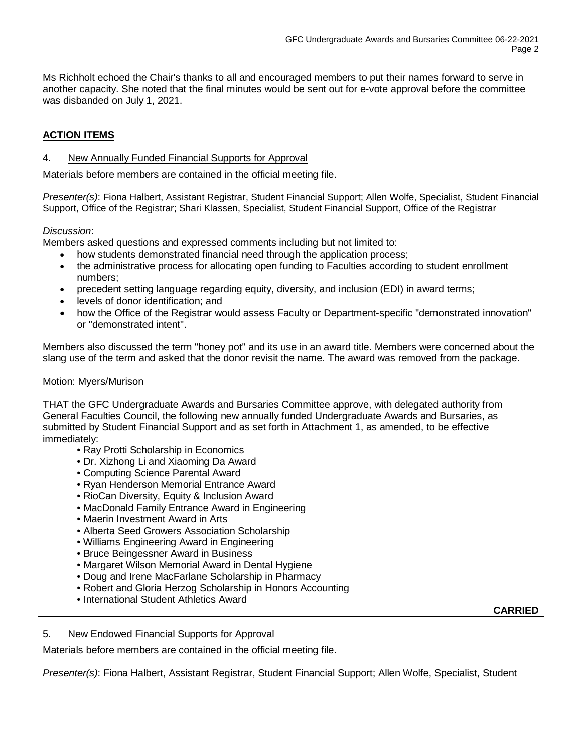Ms Richholt echoed the Chair's thanks to all and encouraged members to put their names forward to serve in another capacity. She noted that the final minutes would be sent out for e-vote approval before the committee was disbanded on July 1, 2021.

## **ACTION ITEMS**

### 4. New Annually Funded Financial Supports for Approval

Materials before members are contained in the official meeting file.

*Presenter(s)*: Fiona Halbert, Assistant Registrar, Student Financial Support; Allen Wolfe, Specialist, Student Financial Support, Office of the Registrar; Shari Klassen, Specialist, Student Financial Support, Office of the Registrar

*Discussion*:

Members asked questions and expressed comments including but not limited to:

- how students demonstrated financial need through the application process;
- the administrative process for allocating open funding to Faculties according to student enrollment numbers;
- precedent setting language regarding equity, diversity, and inclusion (EDI) in award terms;
- levels of donor identification; and
- how the Office of the Registrar would assess Faculty or Department-specific "demonstrated innovation" or "demonstrated intent".

Members also discussed the term "honey pot" and its use in an award title. Members were concerned about the slang use of the term and asked that the donor revisit the name. The award was removed from the package.

Motion: Myers/Murison

THAT the GFC Undergraduate Awards and Bursaries Committee approve, with delegated authority from General Faculties Council, the following new annually funded Undergraduate Awards and Bursaries, as submitted by Student Financial Support and as set forth in Attachment 1, as amended, to be effective immediately:

- Ray Protti Scholarship in Economics
- Dr. Xizhong Li and Xiaoming Da Award
- Computing Science Parental Award
- Ryan Henderson Memorial Entrance Award
- RioCan Diversity, Equity & Inclusion Award
- MacDonald Family Entrance Award in Engineering
- Maerin Investment Award in Arts
- Alberta Seed Growers Association Scholarship
- Williams Engineering Award in Engineering
- Bruce Beingessner Award in Business
- Margaret Wilson Memorial Award in Dental Hygiene
- Doug and Irene MacFarlane Scholarship in Pharmacy
- Robert and Gloria Herzog Scholarship in Honors Accounting
- International Student Athletics Award

**CARRIED**

### 5. New Endowed Financial Supports for Approval

Materials before members are contained in the official meeting file.

*Presenter(s)*: Fiona Halbert, Assistant Registrar, Student Financial Support; Allen Wolfe, Specialist, Student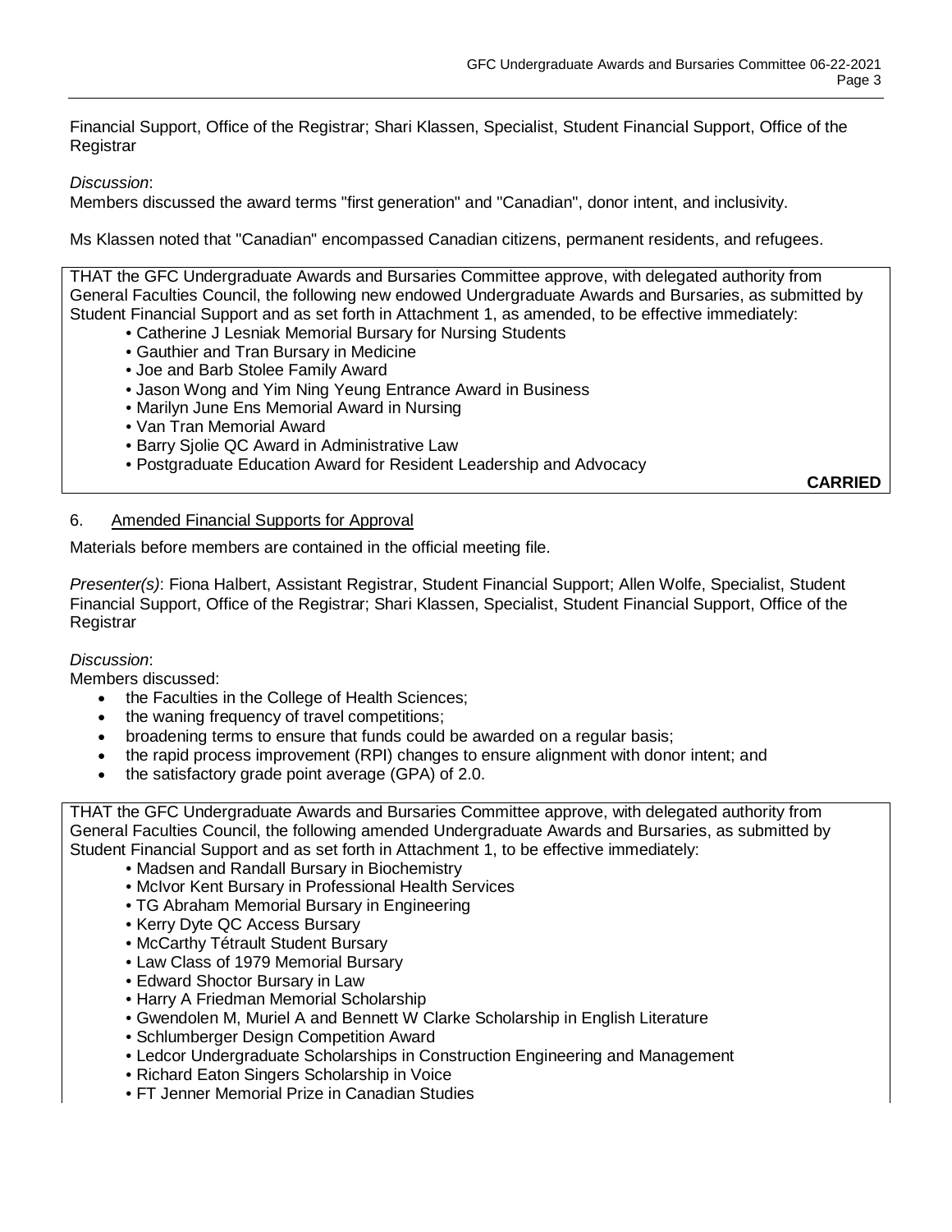Financial Support, Office of the Registrar; Shari Klassen, Specialist, Student Financial Support, Office of the Registrar

*Discussion*:
Members discussed the award terms "first generation" and "Canadian", donor intent, and inclusivity.

Ms Klassen noted that "Canadian" encompassed Canadian citizens, permanent residents, and refugees.

THAT the GFC Undergraduate Awards and Bursaries Committee approve, with delegated authority from General Faculties Council, the following new endowed Undergraduate Awards and Bursaries, as submitted by Student Financial Support and as set forth in Attachment 1, as amended, to be effective immediately:

- Catherine J Lesniak Memorial Bursary for Nursing Students
- Gauthier and Tran Bursary in Medicine
- Joe and Barb Stolee Family Award
- Jason Wong and Yim Ning Yeung Entrance Award in Business
- Marilyn June Ens Memorial Award in Nursing
- Van Tran Memorial Award
- Barry Sjolie QC Award in Administrative Law
- Postgraduate Education Award for Resident Leadership and Advocacy

**CARRIED**

6. Amended Financial Supports for Approval

Materials before members are contained in the official meeting file.

*Presenter(s)*: Fiona Halbert, Assistant Registrar, Student Financial Support; Allen Wolfe, Specialist, Student Financial Support, Office of the Registrar; Shari Klassen, Specialist, Student Financial Support, Office of the Registrar

*Discussion*:
Members discussed:

- the Faculties in the College of Health Sciences;
- the waning frequency of travel competitions;
- broadening terms to ensure that funds could be awarded on a regular basis;
- the rapid process improvement (RPI) changes to ensure alignment with donor intent; and
- the satisfactory grade point average (GPA) of 2.0.

THAT the GFC Undergraduate Awards and Bursaries Committee approve, with delegated authority from General Faculties Council, the following amended Undergraduate Awards and Bursaries, as submitted by Student Financial Support and as set forth in Attachment 1, to be effective immediately:

- Madsen and Randall Bursary in Biochemistry
- McIvor Kent Bursary in Professional Health Services
- TG Abraham Memorial Bursary in Engineering
- Kerry Dyte QC Access Bursary
- McCarthy Tétrault Student Bursary
- Law Class of 1979 Memorial Bursary
- Edward Shoctor Bursary in Law
- Harry A Friedman Memorial Scholarship
- Gwendolen M, Muriel A and Bennett W Clarke Scholarship in English Literature
- Schlumberger Design Competition Award
- Ledcor Undergraduate Scholarships in Construction Engineering and Management
- Richard Eaton Singers Scholarship in Voice
- FT Jenner Memorial Prize in Canadian Studies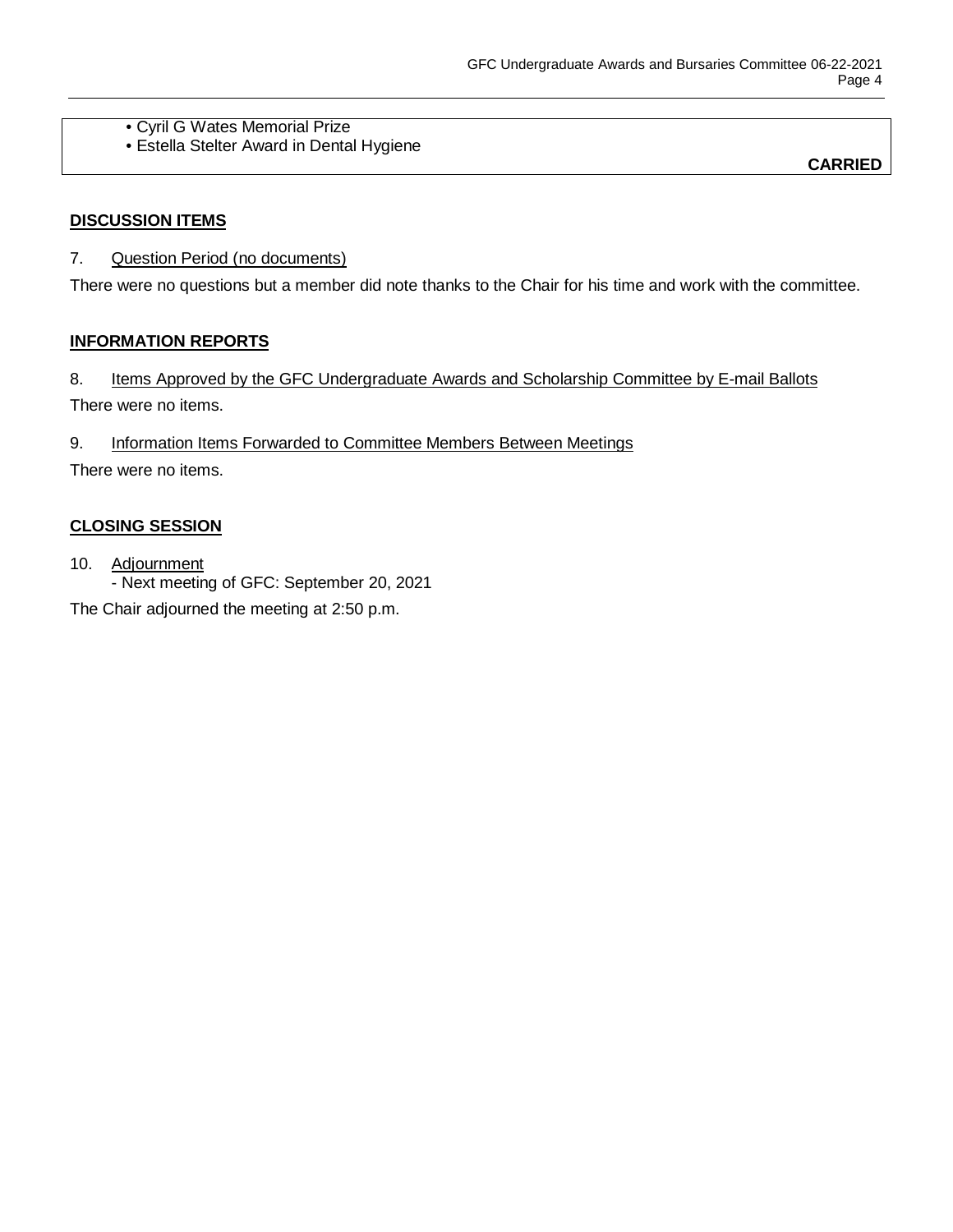- Cyril G Wates Memorial Prize
- Estella Stelter Award in Dental Hygiene

**CARRIED**

## DISCUSSION ITEMS

7. Question Period (no documents)

There were no questions but a member did note thanks to the Chair for his time and work with the committee.

## INFORMATION REPORTS

8. Items Approved by the GFC Undergraduate Awards and Scholarship Committee by E-mail Ballots

There were no items.

9. Information Items Forwarded to Committee Members Between Meetings

There were no items.

## CLOSING SESSION

10. Adjournment
    - Next meeting of GFC: September 20, 2021

The Chair adjourned the meeting at 2:50 p.m.